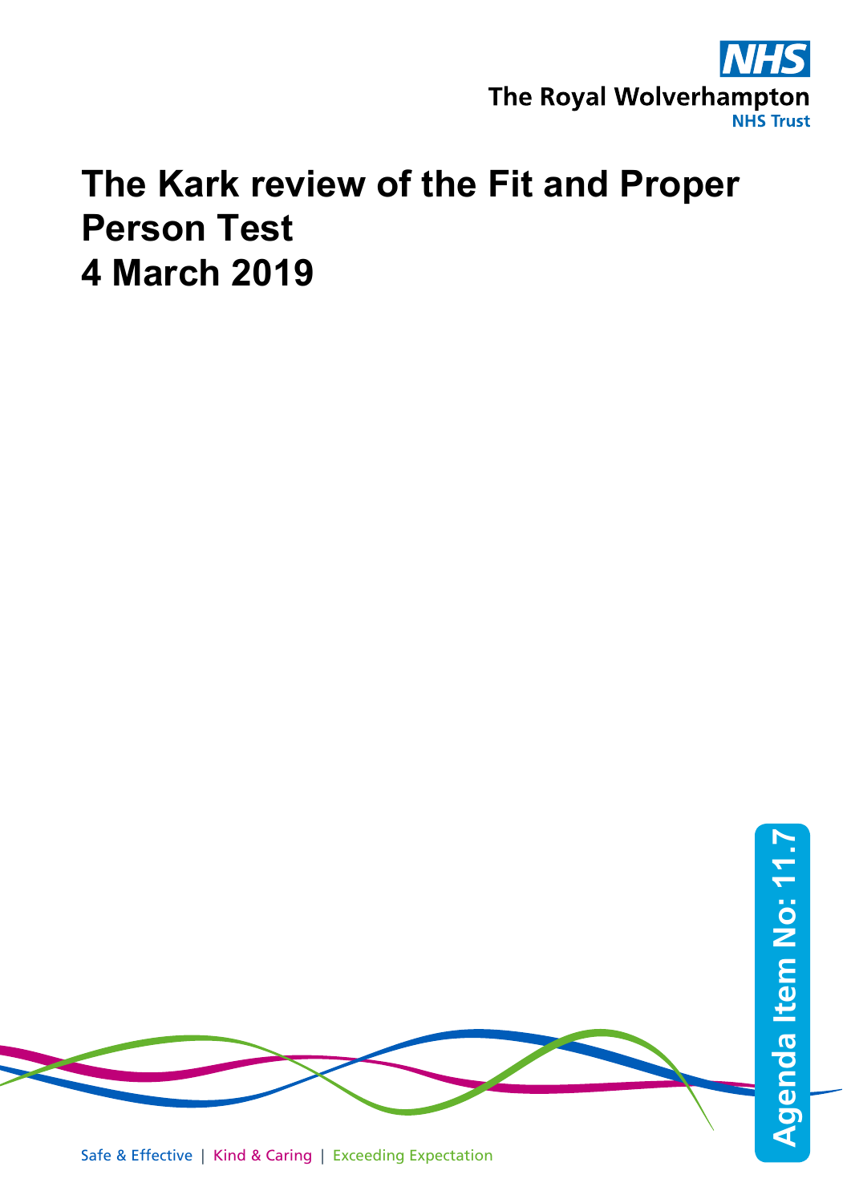NHS

The Royal Wolverhampton
NHS Trust

# The Kark review of the Fit and Proper Person Test
# 4 March 2019

Agenda Item No: 11.7

Safe & Effective | Kind & Caring | Exceeding Expectation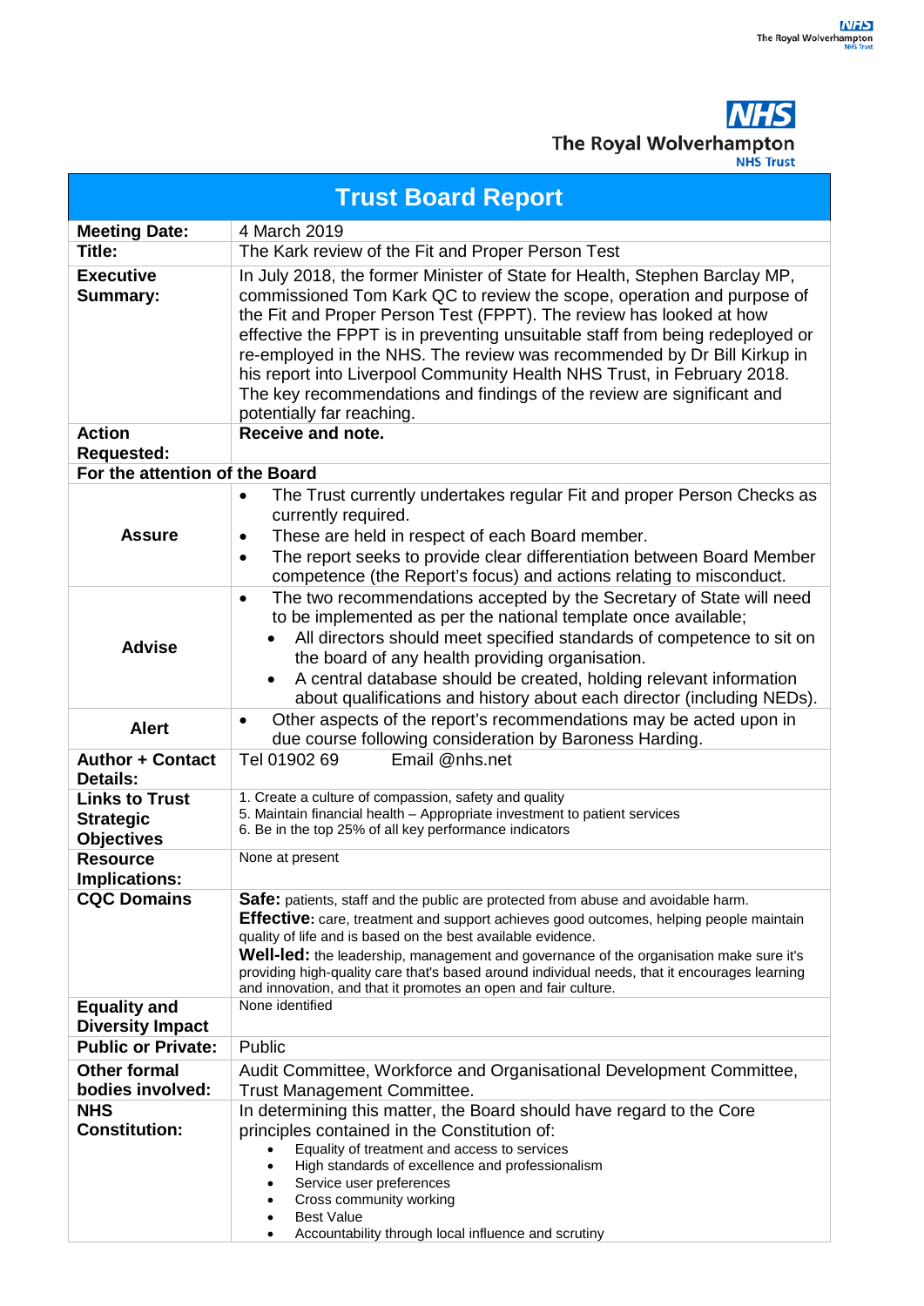**NHS**
**The Royal Wolverhampton**
**NHS Trust**

# Trust Board Report

| | |
|---|---|
| **Meeting Date:** | 4 March 2019 |
| **Title:** | The Kark review of the Fit and Proper Person Test |
| **Executive Summary:** | In July 2018, the former Minister of State for Health, Stephen Barclay MP, commissioned Tom Kark QC to review the scope, operation and purpose of the Fit and Proper Person Test (FPPT). The review has looked at how effective the FPPT is in preventing unsuitable staff from being redeployed or re-employed in the NHS. The review was recommended by Dr Bill Kirkup in his report into Liverpool Community Health NHS Trust, in February 2018. The key recommendations and findings of the review are significant and potentially far reaching. |
| **Action Requested:** | **Receive and note.** |
| **For the attention of the Board** | |
| **Assure** | • The Trust currently undertakes regular Fit and proper Person Checks as currently required.<br>• These are held in respect of each Board member.<br>• The report seeks to provide clear differentiation between Board Member competence (the Report's focus) and actions relating to misconduct. |
| **Advise** | • The two recommendations accepted by the Secretary of State will need to be implemented as per the national template once available;<br>&nbsp;&nbsp;&nbsp;&nbsp;• All directors should meet specified standards of competence to sit on the board of any health providing organisation.<br>&nbsp;&nbsp;&nbsp;&nbsp;• A central database should be created, holding relevant information about qualifications and history about each director (including NEDs). |
| **Alert** | • Other aspects of the report's recommendations may be acted upon in due course following consideration by Baroness Harding. |
| **Author + Contact Details:** | Tel 01902 69 &nbsp;&nbsp;&nbsp;&nbsp;&nbsp;&nbsp; Email @nhs.net |
| **Links to Trust Strategic Objectives** | 1. Create a culture of compassion, safety and quality<br>5. Maintain financial health – Appropriate investment to patient services<br>6. Be in the top 25% of all key performance indicators |
| **Resource Implications:** | None at present |
| **CQC Domains** | **Safe:** patients, staff and the public are protected from abuse and avoidable harm.<br>**Effective:** care, treatment and support achieves good outcomes, helping people maintain quality of life and is based on the best available evidence.<br>**Well-led:** the leadership, management and governance of the organisation make sure it's providing high-quality care that's based around individual needs, that it encourages learning and innovation, and that it promotes an open and fair culture. |
| **Equality and Diversity Impact** | None identified |
| **Public or Private:** | Public |
| **Other formal bodies involved:** | Audit Committee, Workforce and Organisational Development Committee, Trust Management Committee. |
| **NHS Constitution:** | In determining this matter, the Board should have regard to the Core principles contained in the Constitution of:<br>• Equality of treatment and access to services<br>• High standards of excellence and professionalism<br>• Service user preferences<br>• Cross community working<br>• Best Value<br>• Accountability through local influence and scrutiny |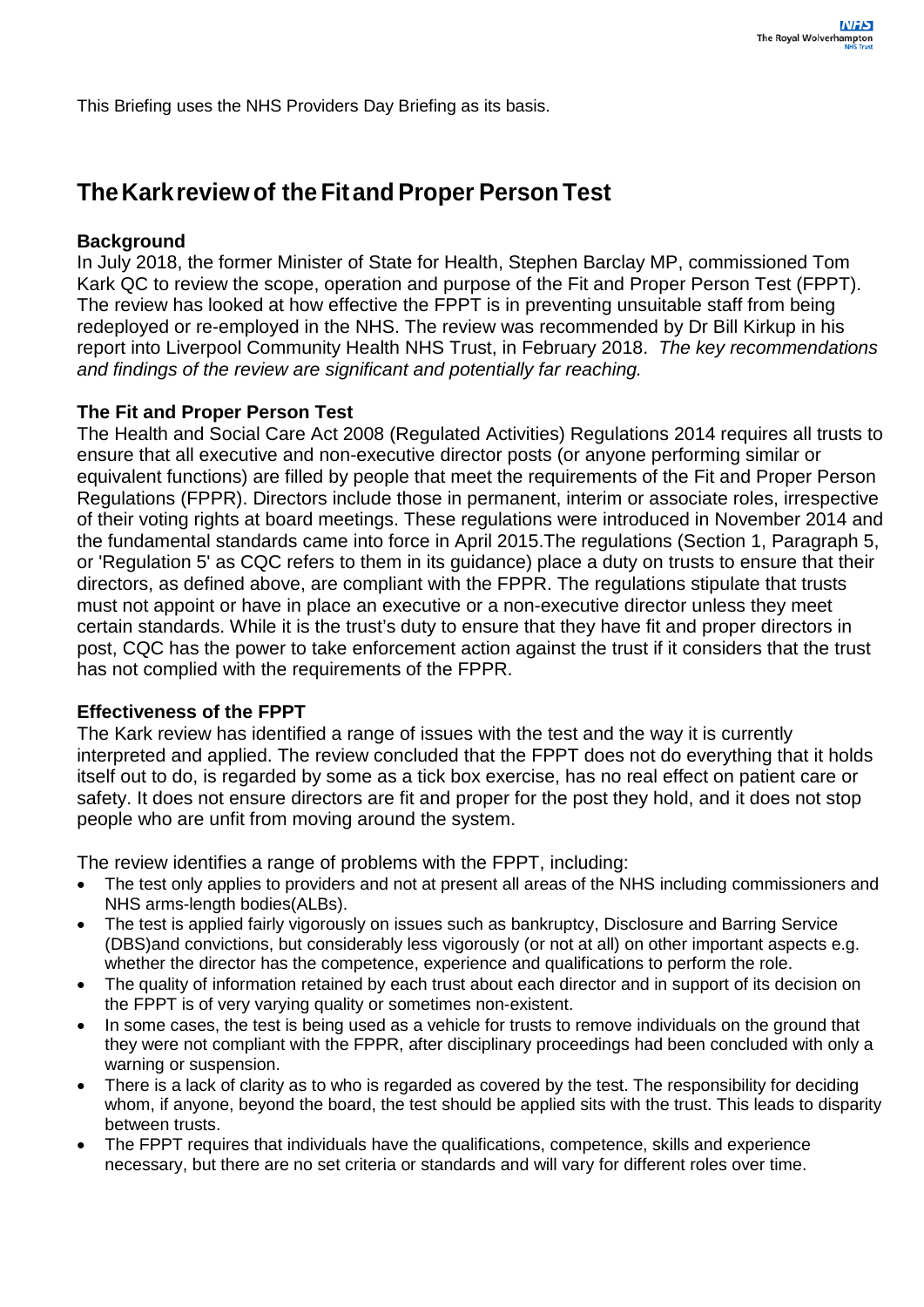This Briefing uses the NHS Providers Day Briefing as its basis.

# The Kark review of the Fit and Proper Person Test

## Background

In July 2018, the former Minister of State for Health, Stephen Barclay MP, commissioned Tom Kark QC to review the scope, operation and purpose of the Fit and Proper Person Test (FPPT). The review has looked at how effective the FPPT is in preventing unsuitable staff from being redeployed or re-employed in the NHS. The review was recommended by Dr Bill Kirkup in his report into Liverpool Community Health NHS Trust, in February 2018. *The key recommendations and findings of the review are significant and potentially far reaching.*

## The Fit and Proper Person Test

The Health and Social Care Act 2008 (Regulated Activities) Regulations 2014 requires all trusts to ensure that all executive and non-executive director posts (or anyone performing similar or equivalent functions) are filled by people that meet the requirements of the Fit and Proper Person Regulations (FPPR). Directors include those in permanent, interim or associate roles, irrespective of their voting rights at board meetings. These regulations were introduced in November 2014 and the fundamental standards came into force in April 2015.The regulations (Section 1, Paragraph 5, or 'Regulation 5' as CQC refers to them in its guidance) place a duty on trusts to ensure that their directors, as defined above, are compliant with the FPPR. The regulations stipulate that trusts must not appoint or have in place an executive or a non-executive director unless they meet certain standards. While it is the trust's duty to ensure that they have fit and proper directors in post, CQC has the power to take enforcement action against the trust if it considers that the trust has not complied with the requirements of the FPPR.

## Effectiveness of the FPPT

The Kark review has identified a range of issues with the test and the way it is currently interpreted and applied. The review concluded that the FPPT does not do everything that it holds itself out to do, is regarded by some as a tick box exercise, has no real effect on patient care or safety. It does not ensure directors are fit and proper for the post they hold, and it does not stop people who are unfit from moving around the system.

The review identifies a range of problems with the FPPT, including:

- The test only applies to providers and not at present all areas of the NHS including commissioners and NHS arms-length bodies(ALBs).
- The test is applied fairly vigorously on issues such as bankruptcy, Disclosure and Barring Service (DBS)and convictions, but considerably less vigorously (or not at all) on other important aspects e.g. whether the director has the competence, experience and qualifications to perform the role.
- The quality of information retained by each trust about each director and in support of its decision on the FPPT is of very varying quality or sometimes non-existent.
- In some cases, the test is being used as a vehicle for trusts to remove individuals on the ground that they were not compliant with the FPPR, after disciplinary proceedings had been concluded with only a warning or suspension.
- There is a lack of clarity as to who is regarded as covered by the test. The responsibility for deciding whom, if anyone, beyond the board, the test should be applied sits with the trust. This leads to disparity between trusts.
- The FPPT requires that individuals have the qualifications, competence, skills and experience necessary, but there are no set criteria or standards and will vary for different roles over time.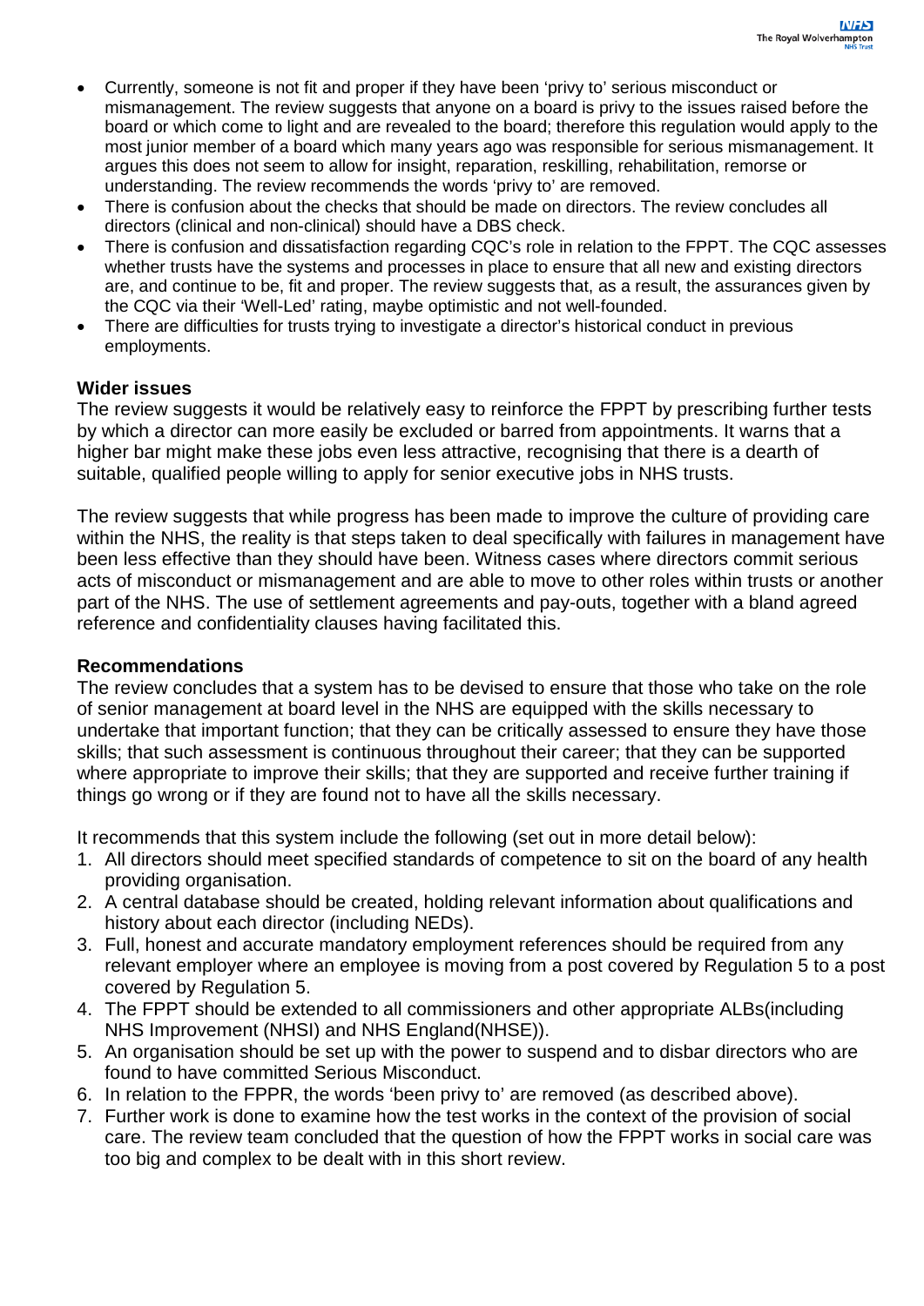- Currently, someone is not fit and proper if they have been 'privy to' serious misconduct or mismanagement. The review suggests that anyone on a board is privy to the issues raised before the board or which come to light and are revealed to the board; therefore this regulation would apply to the most junior member of a board which many years ago was responsible for serious mismanagement. It argues this does not seem to allow for insight, reparation, reskilling, rehabilitation, remorse or understanding. The review recommends the words 'privy to' are removed.
- There is confusion about the checks that should be made on directors. The review concludes all directors (clinical and non-clinical) should have a DBS check.
- There is confusion and dissatisfaction regarding CQC's role in relation to the FPPT. The CQC assesses whether trusts have the systems and processes in place to ensure that all new and existing directors are, and continue to be, fit and proper. The review suggests that, as a result, the assurances given by the CQC via their 'Well-Led' rating, maybe optimistic and not well-founded.
- There are difficulties for trusts trying to investigate a director's historical conduct in previous employments.

**Wider issues**

The review suggests it would be relatively easy to reinforce the FPPT by prescribing further tests by which a director can more easily be excluded or barred from appointments. It warns that a higher bar might make these jobs even less attractive, recognising that there is a dearth of suitable, qualified people willing to apply for senior executive jobs in NHS trusts.

The review suggests that while progress has been made to improve the culture of providing care within the NHS, the reality is that steps taken to deal specifically with failures in management have been less effective than they should have been. Witness cases where directors commit serious acts of misconduct or mismanagement and are able to move to other roles within trusts or another part of the NHS. The use of settlement agreements and pay-outs, together with a bland agreed reference and confidentiality clauses having facilitated this.

**Recommendations**

The review concludes that a system has to be devised to ensure that those who take on the role of senior management at board level in the NHS are equipped with the skills necessary to undertake that important function; that they can be critically assessed to ensure they have those skills; that such assessment is continuous throughout their career; that they can be supported where appropriate to improve their skills; that they are supported and receive further training if things go wrong or if they are found not to have all the skills necessary.

It recommends that this system include the following (set out in more detail below):

1. All directors should meet specified standards of competence to sit on the board of any health providing organisation.
2. A central database should be created, holding relevant information about qualifications and history about each director (including NEDs).
3. Full, honest and accurate mandatory employment references should be required from any relevant employer where an employee is moving from a post covered by Regulation 5 to a post covered by Regulation 5.
4. The FPPT should be extended to all commissioners and other appropriate ALBs(including NHS Improvement (NHSI) and NHS England(NHSE)).
5. An organisation should be set up with the power to suspend and to disbar directors who are found to have committed Serious Misconduct.
6. In relation to the FPPR, the words 'been privy to' are removed (as described above).
7. Further work is done to examine how the test works in the context of the provision of social care. The review team concluded that the question of how the FPPT works in social care was too big and complex to be dealt with in this short review.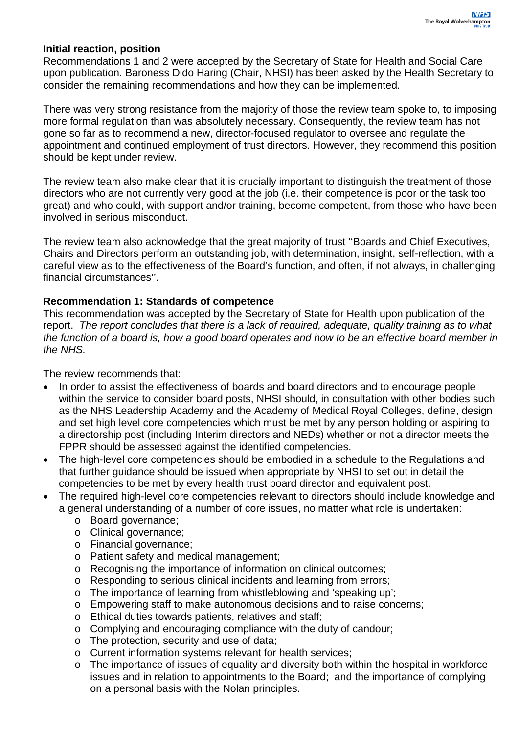**Initial reaction, position**

Recommendations 1 and 2 were accepted by the Secretary of State for Health and Social Care upon publication. Baroness Dido Haring (Chair, NHSI) has been asked by the Health Secretary to consider the remaining recommendations and how they can be implemented.

There was very strong resistance from the majority of those the review team spoke to, to imposing more formal regulation than was absolutely necessary. Consequently, the review team has not gone so far as to recommend a new, director-focused regulator to oversee and regulate the appointment and continued employment of trust directors. However, they recommend this position should be kept under review.

The review team also make clear that it is crucially important to distinguish the treatment of those directors who are not currently very good at the job (i.e. their competence is poor or the task too great) and who could, with support and/or training, become competent, from those who have been involved in serious misconduct.

The review team also acknowledge that the great majority of trust ''Boards and Chief Executives, Chairs and Directors perform an outstanding job, with determination, insight, self-reflection, with a careful view as to the effectiveness of the Board's function, and often, if not always, in challenging financial circumstances''.

**Recommendation 1: Standards of competence**

This recommendation was accepted by the Secretary of State for Health upon publication of the report. *The report concludes that there is a lack of required, adequate, quality training as to what the function of a board is, how a good board operates and how to be an effective board member in the NHS.*

The review recommends that:

- In order to assist the effectiveness of boards and board directors and to encourage people within the service to consider board posts, NHSI should, in consultation with other bodies such as the NHS Leadership Academy and the Academy of Medical Royal Colleges, define, design and set high level core competencies which must be met by any person holding or aspiring to a directorship post (including Interim directors and NEDs) whether or not a director meets the FPPR should be assessed against the identified competencies.
- The high-level core competencies should be embodied in a schedule to the Regulations and that further guidance should be issued when appropriate by NHSI to set out in detail the competencies to be met by every health trust board director and equivalent post.
- The required high-level core competencies relevant to directors should include knowledge and a general understanding of a number of core issues, no matter what role is undertaken:
    - Board governance;
    - Clinical governance;
    - Financial governance;
    - Patient safety and medical management;
    - Recognising the importance of information on clinical outcomes;
    - Responding to serious clinical incidents and learning from errors;
    - The importance of learning from whistleblowing and 'speaking up';
    - Empowering staff to make autonomous decisions and to raise concerns;
    - Ethical duties towards patients, relatives and staff;
    - Complying and encouraging compliance with the duty of candour;
    - The protection, security and use of data;
    - Current information systems relevant for health services;
    - The importance of issues of equality and diversity both within the hospital in workforce issues and in relation to appointments to the Board; and the importance of complying on a personal basis with the Nolan principles.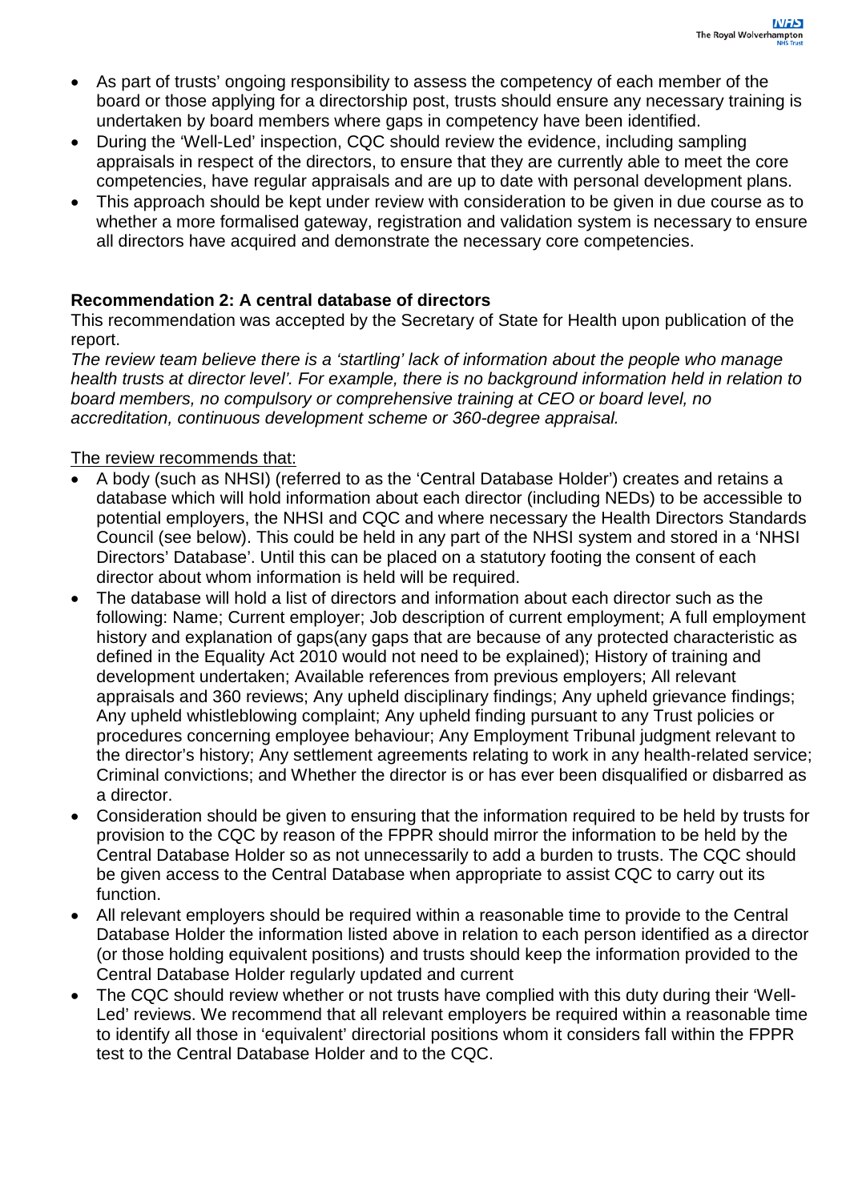- As part of trusts' ongoing responsibility to assess the competency of each member of the board or those applying for a directorship post, trusts should ensure any necessary training is undertaken by board members where gaps in competency have been identified.
- During the 'Well-Led' inspection, CQC should review the evidence, including sampling appraisals in respect of the directors, to ensure that they are currently able to meet the core competencies, have regular appraisals and are up to date with personal development plans.
- This approach should be kept under review with consideration to be given in due course as to whether a more formalised gateway, registration and validation system is necessary to ensure all directors have acquired and demonstrate the necessary core competencies.

**Recommendation 2: A central database of directors**

This recommendation was accepted by the Secretary of State for Health upon publication of the report.

*The review team believe there is a 'startling' lack of information about the people who manage health trusts at director level'. For example, there is no background information held in relation to board members, no compulsory or comprehensive training at CEO or board level, no accreditation, continuous development scheme or 360-degree appraisal.*

The review recommends that:

- A body (such as NHSI) (referred to as the 'Central Database Holder') creates and retains a database which will hold information about each director (including NEDs) to be accessible to potential employers, the NHSI and CQC and where necessary the Health Directors Standards Council (see below). This could be held in any part of the NHSI system and stored in a 'NHSI Directors' Database'. Until this can be placed on a statutory footing the consent of each director about whom information is held will be required.
- The database will hold a list of directors and information about each director such as the following: Name; Current employer; Job description of current employment; A full employment history and explanation of gaps(any gaps that are because of any protected characteristic as defined in the Equality Act 2010 would not need to be explained); History of training and development undertaken; Available references from previous employers; All relevant appraisals and 360 reviews; Any upheld disciplinary findings; Any upheld grievance findings; Any upheld whistleblowing complaint; Any upheld finding pursuant to any Trust policies or procedures concerning employee behaviour; Any Employment Tribunal judgment relevant to the director's history; Any settlement agreements relating to work in any health-related service; Criminal convictions; and Whether the director is or has ever been disqualified or disbarred as a director.
- Consideration should be given to ensuring that the information required to be held by trusts for provision to the CQC by reason of the FPPR should mirror the information to be held by the Central Database Holder so as not unnecessarily to add a burden to trusts. The CQC should be given access to the Central Database when appropriate to assist CQC to carry out its function.
- All relevant employers should be required within a reasonable time to provide to the Central Database Holder the information listed above in relation to each person identified as a director (or those holding equivalent positions) and trusts should keep the information provided to the Central Database Holder regularly updated and current
- The CQC should review whether or not trusts have complied with this duty during their 'Well-Led' reviews. We recommend that all relevant employers be required within a reasonable time to identify all those in 'equivalent' directorial positions whom it considers fall within the FPPR test to the Central Database Holder and to the CQC.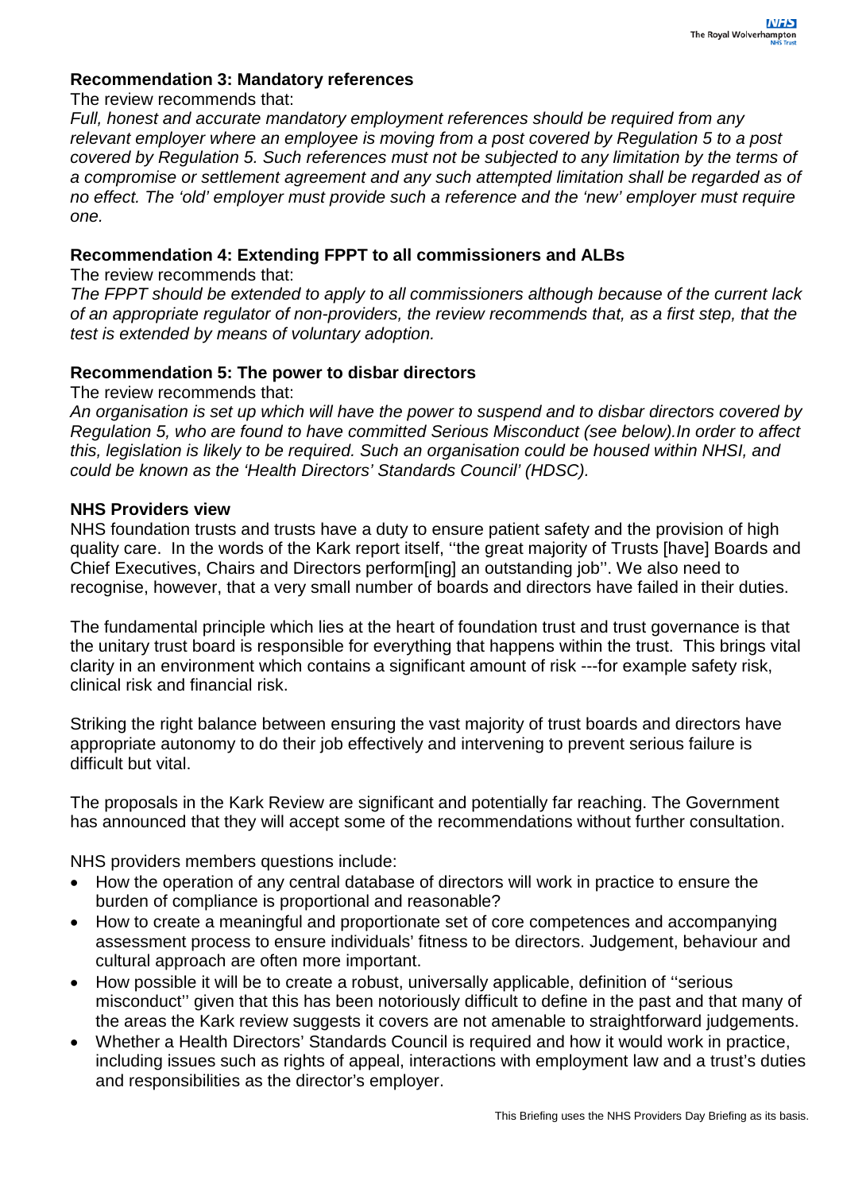**Recommendation 3: Mandatory references**

The review recommends that:

*Full, honest and accurate mandatory employment references should be required from any relevant employer where an employee is moving from a post covered by Regulation 5 to a post covered by Regulation 5. Such references must not be subjected to any limitation by the terms of a compromise or settlement agreement and any such attempted limitation shall be regarded as of no effect. The 'old' employer must provide such a reference and the 'new' employer must require one.*

**Recommendation 4: Extending FPPT to all commissioners and ALBs**

The review recommends that:

*The FPPT should be extended to apply to all commissioners although because of the current lack of an appropriate regulator of non-providers, the review recommends that, as a first step, that the test is extended by means of voluntary adoption.*

**Recommendation 5: The power to disbar directors**

The review recommends that:

*An organisation is set up which will have the power to suspend and to disbar directors covered by Regulation 5, who are found to have committed Serious Misconduct (see below).In order to affect this, legislation is likely to be required. Such an organisation could be housed within NHSI, and could be known as the 'Health Directors' Standards Council' (HDSC).*

**NHS Providers view**

NHS foundation trusts and trusts have a duty to ensure patient safety and the provision of high quality care. In the words of the Kark report itself, ''the great majority of Trusts [have] Boards and Chief Executives, Chairs and Directors perform[ing] an outstanding job''. We also need to recognise, however, that a very small number of boards and directors have failed in their duties.

The fundamental principle which lies at the heart of foundation trust and trust governance is that the unitary trust board is responsible for everything that happens within the trust. This brings vital clarity in an environment which contains a significant amount of risk ---for example safety risk, clinical risk and financial risk.

Striking the right balance between ensuring the vast majority of trust boards and directors have appropriate autonomy to do their job effectively and intervening to prevent serious failure is difficult but vital.

The proposals in the Kark Review are significant and potentially far reaching. The Government has announced that they will accept some of the recommendations without further consultation.

NHS providers members questions include:

- How the operation of any central database of directors will work in practice to ensure the burden of compliance is proportional and reasonable?
- How to create a meaningful and proportionate set of core competences and accompanying assessment process to ensure individuals' fitness to be directors. Judgement, behaviour and cultural approach are often more important.
- How possible it will be to create a robust, universally applicable, definition of ''serious misconduct'' given that this has been notoriously difficult to define in the past and that many of the areas the Kark review suggests it covers are not amenable to straightforward judgements.
- Whether a Health Directors' Standards Council is required and how it would work in practice, including issues such as rights of appeal, interactions with employment law and a trust's duties and responsibilities as the director's employer.

This Briefing uses the NHS Providers Day Briefing as its basis.